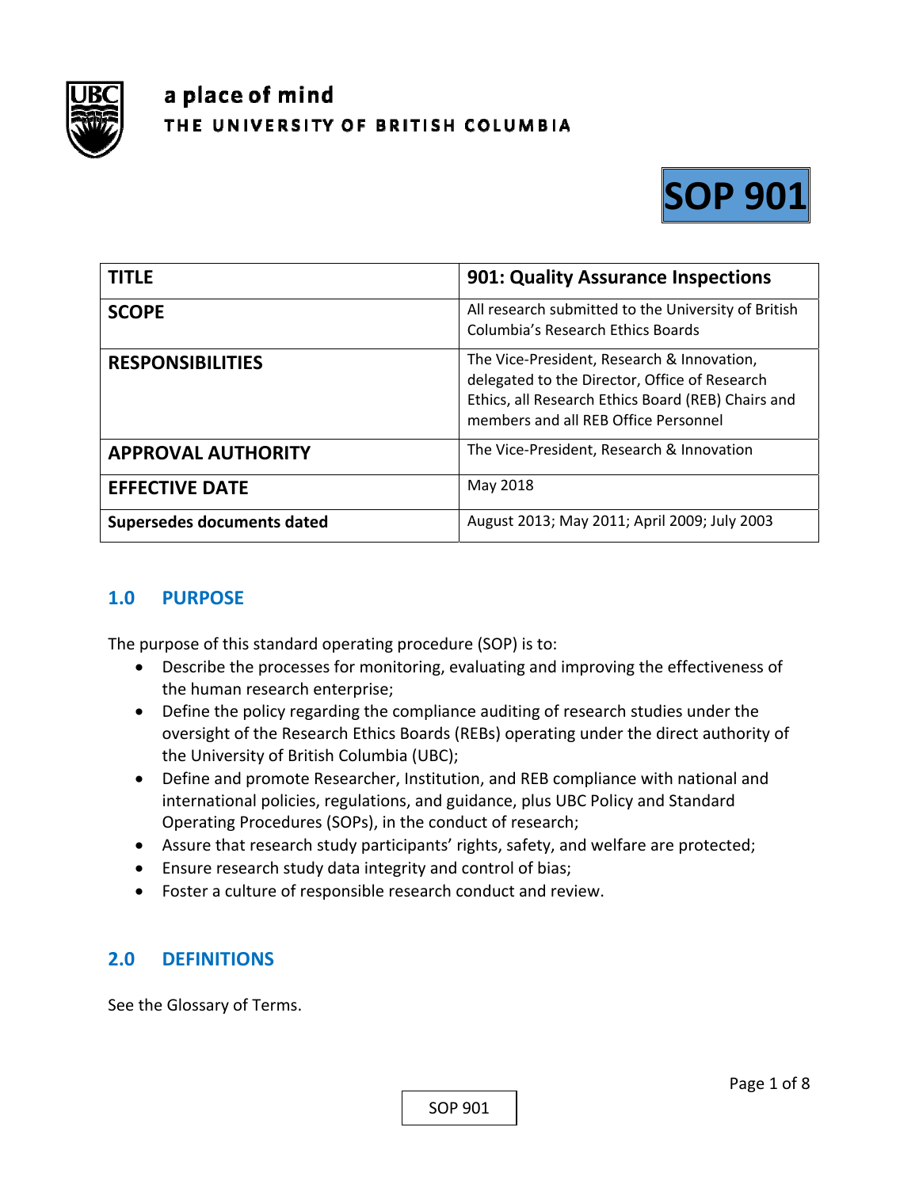a place of mind
THE UNIVERSITY OF BRITISH COLUMBIA

# SOP 901

| TITLE | 901: Quality Assurance Inspections |
|---|---|
| SCOPE | All research submitted to the University of British Columbia's Research Ethics Boards |
| RESPONSIBILITIES | The Vice-President, Research & Innovation, delegated to the Director, Office of Research Ethics, all Research Ethics Board (REB) Chairs and members and all REB Office Personnel |
| APPROVAL AUTHORITY | The Vice-President, Research & Innovation |
| EFFECTIVE DATE | May 2018 |
| Supersedes documents dated | August 2013; May 2011; April 2009; July 2003 |

## 1.0 PURPOSE

The purpose of this standard operating procedure (SOP) is to:

- Describe the processes for monitoring, evaluating and improving the effectiveness of the human research enterprise;
- Define the policy regarding the compliance auditing of research studies under the oversight of the Research Ethics Boards (REBs) operating under the direct authority of the University of British Columbia (UBC);
- Define and promote Researcher, Institution, and REB compliance with national and international policies, regulations, and guidance, plus UBC Policy and Standard Operating Procedures (SOPs), in the conduct of research;
- Assure that research study participants' rights, safety, and welfare are protected;
- Ensure research study data integrity and control of bias;
- Foster a culture of responsible research conduct and review.

## 2.0 DEFINITIONS

See the Glossary of Terms.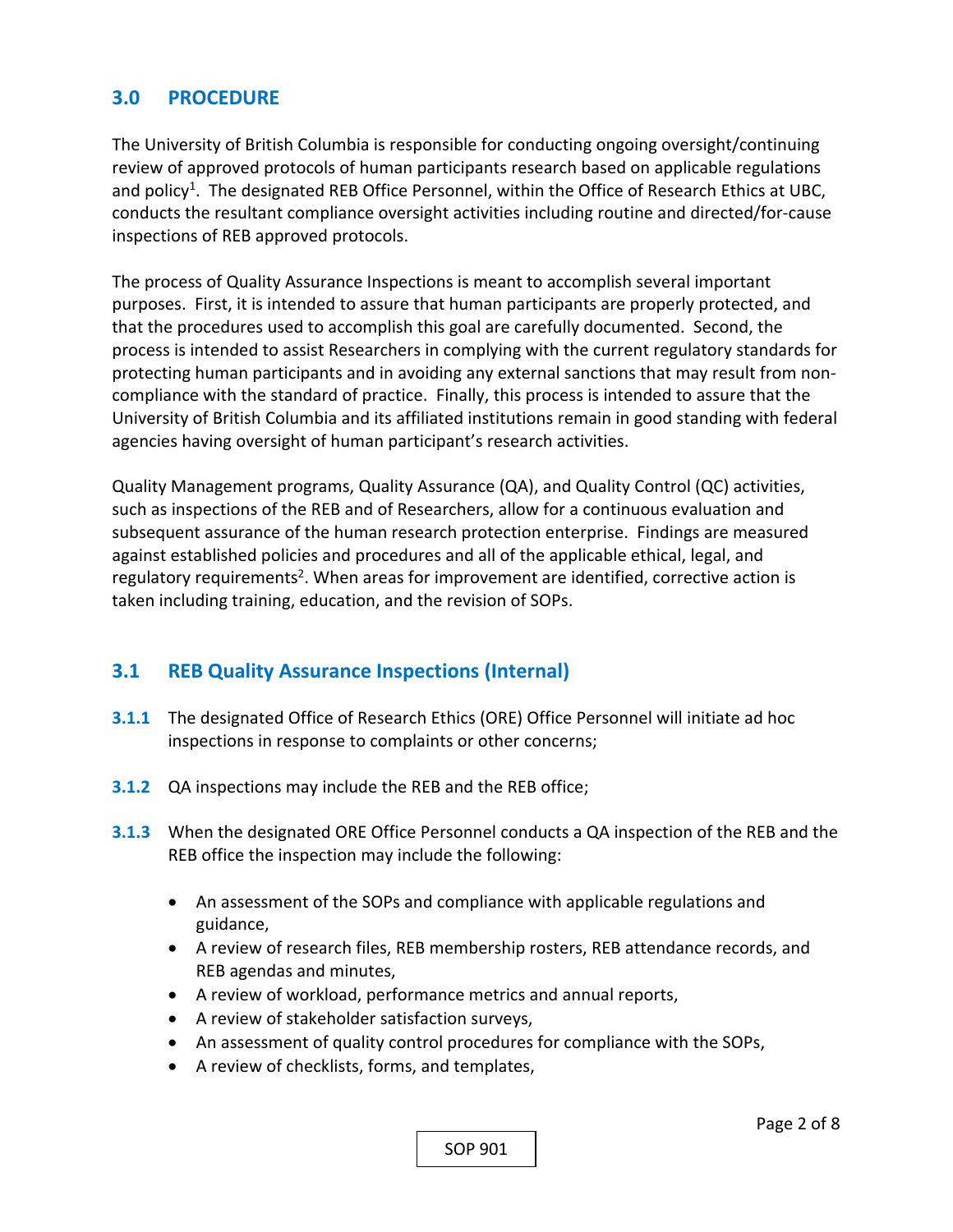## 3.0 PROCEDURE

The University of British Columbia is responsible for conducting ongoing oversight/continuing review of approved protocols of human participants research based on applicable regulations and policy[1]. The designated REB Office Personnel, within the Office of Research Ethics at UBC, conducts the resultant compliance oversight activities including routine and directed/for-cause inspections of REB approved protocols.

The process of Quality Assurance Inspections is meant to accomplish several important purposes. First, it is intended to assure that human participants are properly protected, and that the procedures used to accomplish this goal are carefully documented. Second, the process is intended to assist Researchers in complying with the current regulatory standards for protecting human participants and in avoiding any external sanctions that may result from non-compliance with the standard of practice. Finally, this process is intended to assure that the University of British Columbia and its affiliated institutions remain in good standing with federal agencies having oversight of human participant's research activities.

Quality Management programs, Quality Assurance (QA), and Quality Control (QC) activities, such as inspections of the REB and of Researchers, allow for a continuous evaluation and subsequent assurance of the human research protection enterprise. Findings are measured against established policies and procedures and all of the applicable ethical, legal, and regulatory requirements[2]. When areas for improvement are identified, corrective action is taken including training, education, and the revision of SOPs.

### 3.1 REB Quality Assurance Inspections (Internal)

**3.1.1** The designated Office of Research Ethics (ORE) Office Personnel will initiate ad hoc inspections in response to complaints or other concerns;

**3.1.2** QA inspections may include the REB and the REB office;

**3.1.3** When the designated ORE Office Personnel conducts a QA inspection of the REB and the REB office the inspection may include the following:

- An assessment of the SOPs and compliance with applicable regulations and guidance,
- A review of research files, REB membership rosters, REB attendance records, and REB agendas and minutes,
- A review of workload, performance metrics and annual reports,
- A review of stakeholder satisfaction surveys,
- An assessment of quality control procedures for compliance with the SOPs,
- A review of checklists, forms, and templates,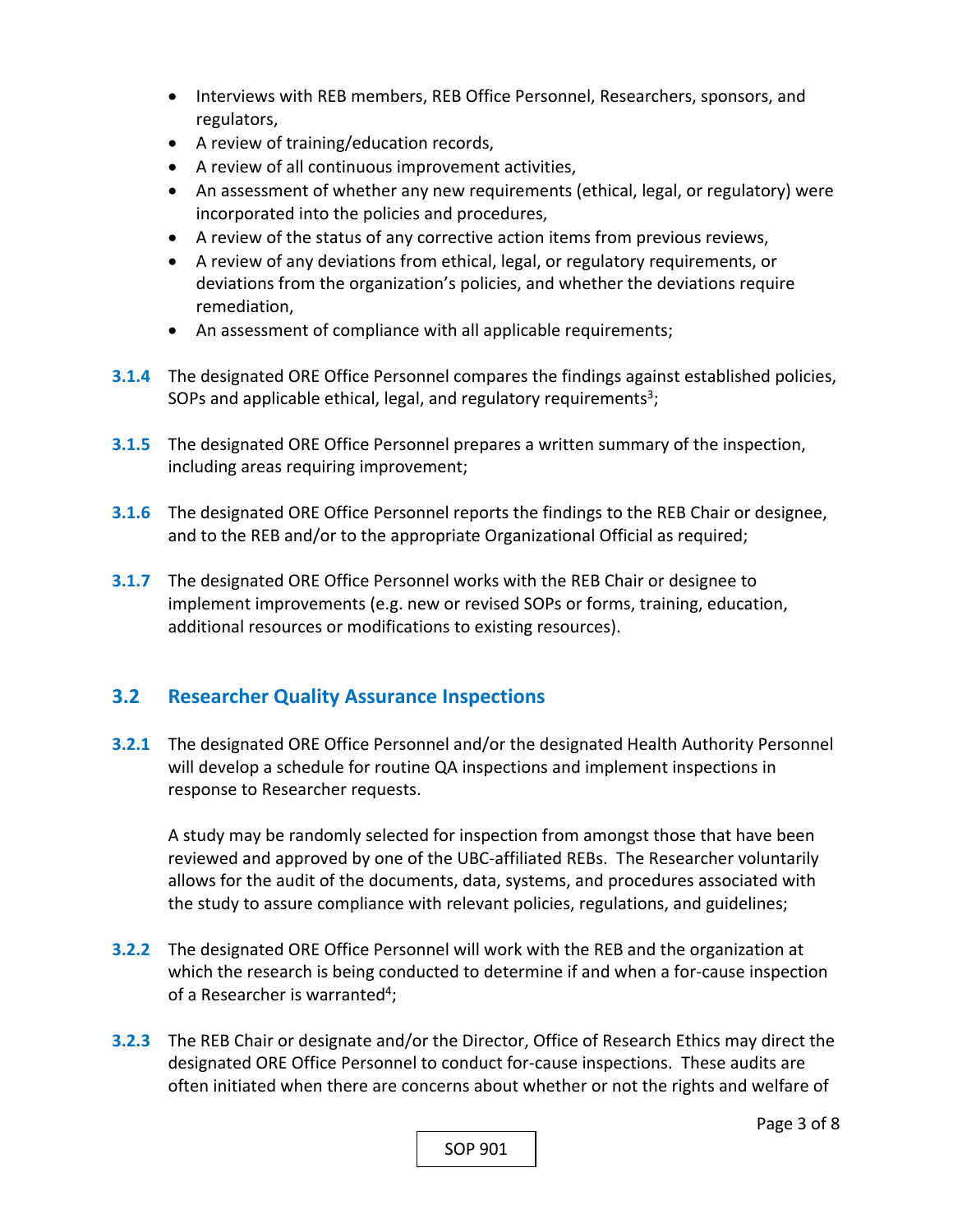- Interviews with REB members, REB Office Personnel, Researchers, sponsors, and regulators,
- A review of training/education records,
- A review of all continuous improvement activities,
- An assessment of whether any new requirements (ethical, legal, or regulatory) were incorporated into the policies and procedures,
- A review of the status of any corrective action items from previous reviews,
- A review of any deviations from ethical, legal, or regulatory requirements, or deviations from the organization's policies, and whether the deviations require remediation,
- An assessment of compliance with all applicable requirements;

**3.1.4** The designated ORE Office Personnel compares the findings against established policies, SOPs and applicable ethical, legal, and regulatory requirements[3];

**3.1.5** The designated ORE Office Personnel prepares a written summary of the inspection, including areas requiring improvement;

**3.1.6** The designated ORE Office Personnel reports the findings to the REB Chair or designee, and to the REB and/or to the appropriate Organizational Official as required;

**3.1.7** The designated ORE Office Personnel works with the REB Chair or designee to implement improvements (e.g. new or revised SOPs or forms, training, education, additional resources or modifications to existing resources).

## 3.2 Researcher Quality Assurance Inspections

**3.2.1** The designated ORE Office Personnel and/or the designated Health Authority Personnel will develop a schedule for routine QA inspections and implement inspections in response to Researcher requests.

A study may be randomly selected for inspection from amongst those that have been reviewed and approved by one of the UBC-affiliated REBs. The Researcher voluntarily allows for the audit of the documents, data, systems, and procedures associated with the study to assure compliance with relevant policies, regulations, and guidelines;

**3.2.2** The designated ORE Office Personnel will work with the REB and the organization at which the research is being conducted to determine if and when a for-cause inspection of a Researcher is warranted[4];

**3.2.3** The REB Chair or designate and/or the Director, Office of Research Ethics may direct the designated ORE Office Personnel to conduct for-cause inspections. These audits are often initiated when there are concerns about whether or not the rights and welfare of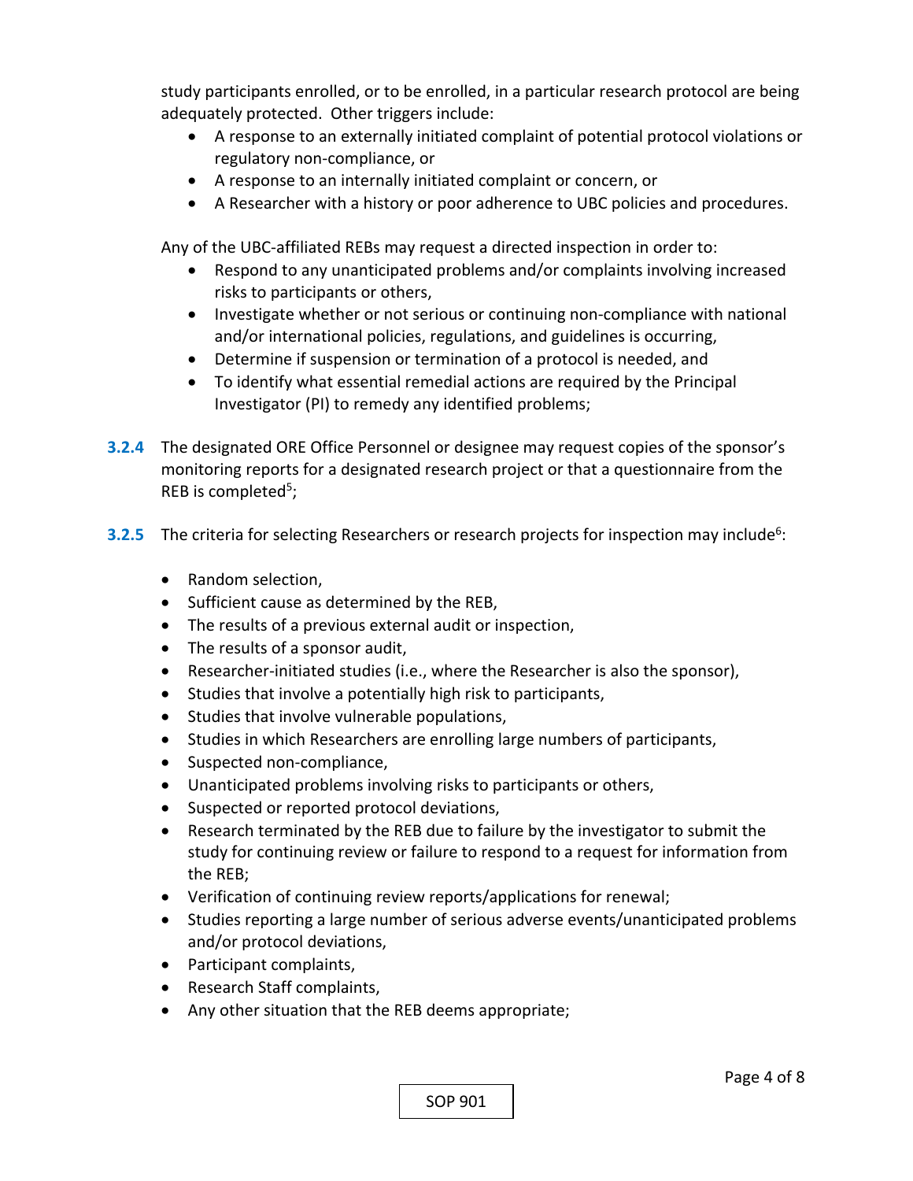study participants enrolled, or to be enrolled, in a particular research protocol are being adequately protected. Other triggers include:

- A response to an externally initiated complaint of potential protocol violations or regulatory non-compliance, or
- A response to an internally initiated complaint or concern, or
- A Researcher with a history or poor adherence to UBC policies and procedures.

Any of the UBC-affiliated REBs may request a directed inspection in order to:

- Respond to any unanticipated problems and/or complaints involving increased risks to participants or others,
- Investigate whether or not serious or continuing non-compliance with national and/or international policies, regulations, and guidelines is occurring,
- Determine if suspension or termination of a protocol is needed, and
- To identify what essential remedial actions are required by the Principal Investigator (PI) to remedy any identified problems;

**3.2.4** The designated ORE Office Personnel or designee may request copies of the sponsor's monitoring reports for a designated research project or that a questionnaire from the REB is completed[5];

**3.2.5** The criteria for selecting Researchers or research projects for inspection may include[6]:

- Random selection,
- Sufficient cause as determined by the REB,
- The results of a previous external audit or inspection,
- The results of a sponsor audit,
- Researcher-initiated studies (i.e., where the Researcher is also the sponsor),
- Studies that involve a potentially high risk to participants,
- Studies that involve vulnerable populations,
- Studies in which Researchers are enrolling large numbers of participants,
- Suspected non-compliance,
- Unanticipated problems involving risks to participants or others,
- Suspected or reported protocol deviations,
- Research terminated by the REB due to failure by the investigator to submit the study for continuing review or failure to respond to a request for information from the REB;
- Verification of continuing review reports/applications for renewal;
- Studies reporting a large number of serious adverse events/unanticipated problems and/or protocol deviations,
- Participant complaints,
- Research Staff complaints,
- Any other situation that the REB deems appropriate;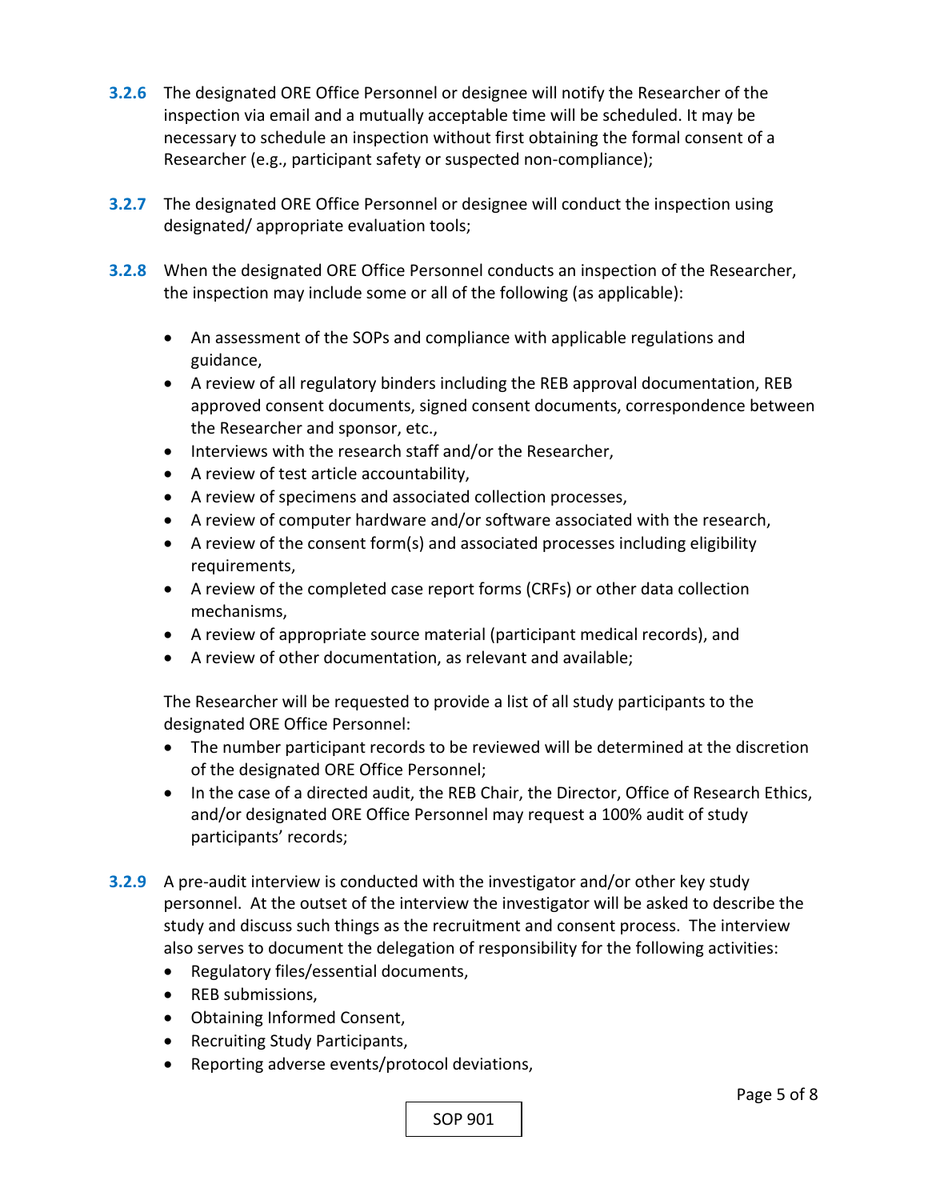**3.2.6** The designated ORE Office Personnel or designee will notify the Researcher of the inspection via email and a mutually acceptable time will be scheduled. It may be necessary to schedule an inspection without first obtaining the formal consent of a Researcher (e.g., participant safety or suspected non-compliance);

**3.2.7** The designated ORE Office Personnel or designee will conduct the inspection using designated/ appropriate evaluation tools;

**3.2.8** When the designated ORE Office Personnel conducts an inspection of the Researcher, the inspection may include some or all of the following (as applicable):

- An assessment of the SOPs and compliance with applicable regulations and guidance,
- A review of all regulatory binders including the REB approval documentation, REB approved consent documents, signed consent documents, correspondence between the Researcher and sponsor, etc.,
- Interviews with the research staff and/or the Researcher,
- A review of test article accountability,
- A review of specimens and associated collection processes,
- A review of computer hardware and/or software associated with the research,
- A review of the consent form(s) and associated processes including eligibility requirements,
- A review of the completed case report forms (CRFs) or other data collection mechanisms,
- A review of appropriate source material (participant medical records), and
- A review of other documentation, as relevant and available;

The Researcher will be requested to provide a list of all study participants to the designated ORE Office Personnel:

- The number participant records to be reviewed will be determined at the discretion of the designated ORE Office Personnel;
- In the case of a directed audit, the REB Chair, the Director, Office of Research Ethics, and/or designated ORE Office Personnel may request a 100% audit of study participants' records;

**3.2.9** A pre-audit interview is conducted with the investigator and/or other key study personnel. At the outset of the interview the investigator will be asked to describe the study and discuss such things as the recruitment and consent process. The interview also serves to document the delegation of responsibility for the following activities:

- Regulatory files/essential documents,
- REB submissions,
- Obtaining Informed Consent,
- Recruiting Study Participants,
- Reporting adverse events/protocol deviations,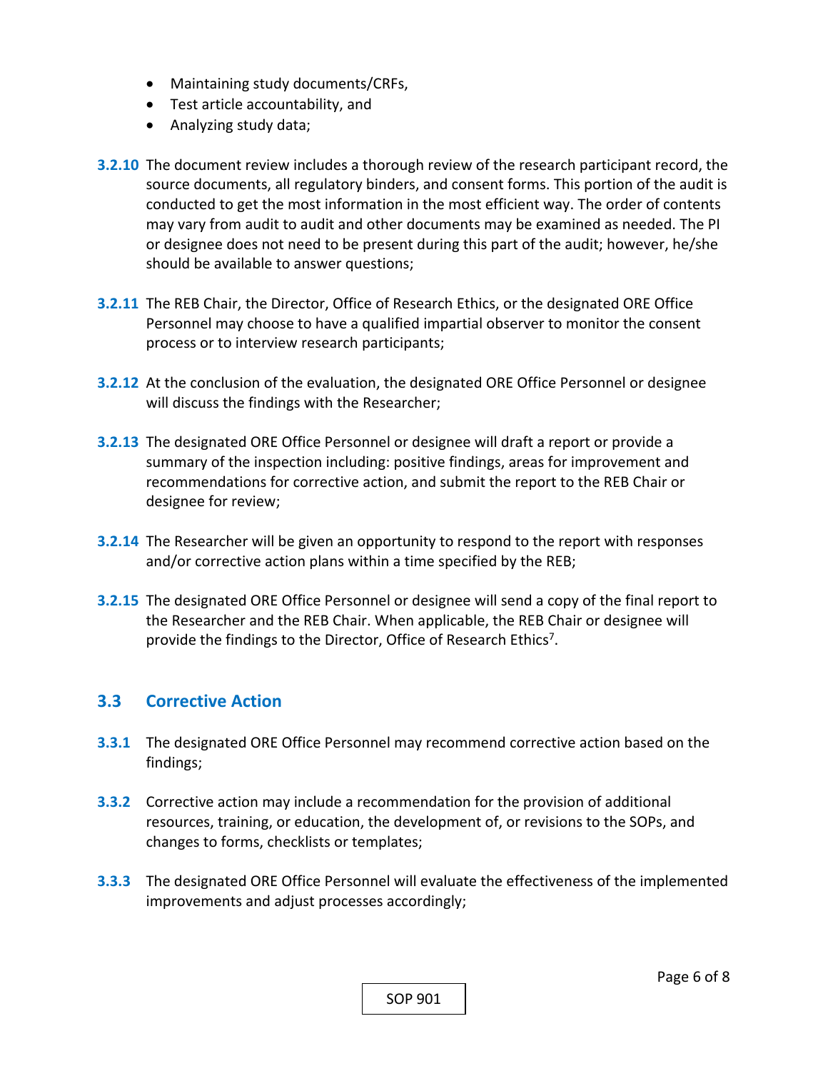- Maintaining study documents/CRFs,
- Test article accountability, and
- Analyzing study data;

**3.2.10** The document review includes a thorough review of the research participant record, the source documents, all regulatory binders, and consent forms. This portion of the audit is conducted to get the most information in the most efficient way. The order of contents may vary from audit to audit and other documents may be examined as needed. The PI or designee does not need to be present during this part of the audit; however, he/she should be available to answer questions;

**3.2.11** The REB Chair, the Director, Office of Research Ethics, or the designated ORE Office Personnel may choose to have a qualified impartial observer to monitor the consent process or to interview research participants;

**3.2.12** At the conclusion of the evaluation, the designated ORE Office Personnel or designee will discuss the findings with the Researcher;

**3.2.13** The designated ORE Office Personnel or designee will draft a report or provide a summary of the inspection including: positive findings, areas for improvement and recommendations for corrective action, and submit the report to the REB Chair or designee for review;

**3.2.14** The Researcher will be given an opportunity to respond to the report with responses and/or corrective action plans within a time specified by the REB;

**3.2.15** The designated ORE Office Personnel or designee will send a copy of the final report to the Researcher and the REB Chair. When applicable, the REB Chair or designee will provide the findings to the Director, Office of Research Ethics[7].

## 3.3 Corrective Action

**3.3.1** The designated ORE Office Personnel may recommend corrective action based on the findings;

**3.3.2** Corrective action may include a recommendation for the provision of additional resources, training, or education, the development of, or revisions to the SOPs, and changes to forms, checklists or templates;

**3.3.3** The designated ORE Office Personnel will evaluate the effectiveness of the implemented improvements and adjust processes accordingly;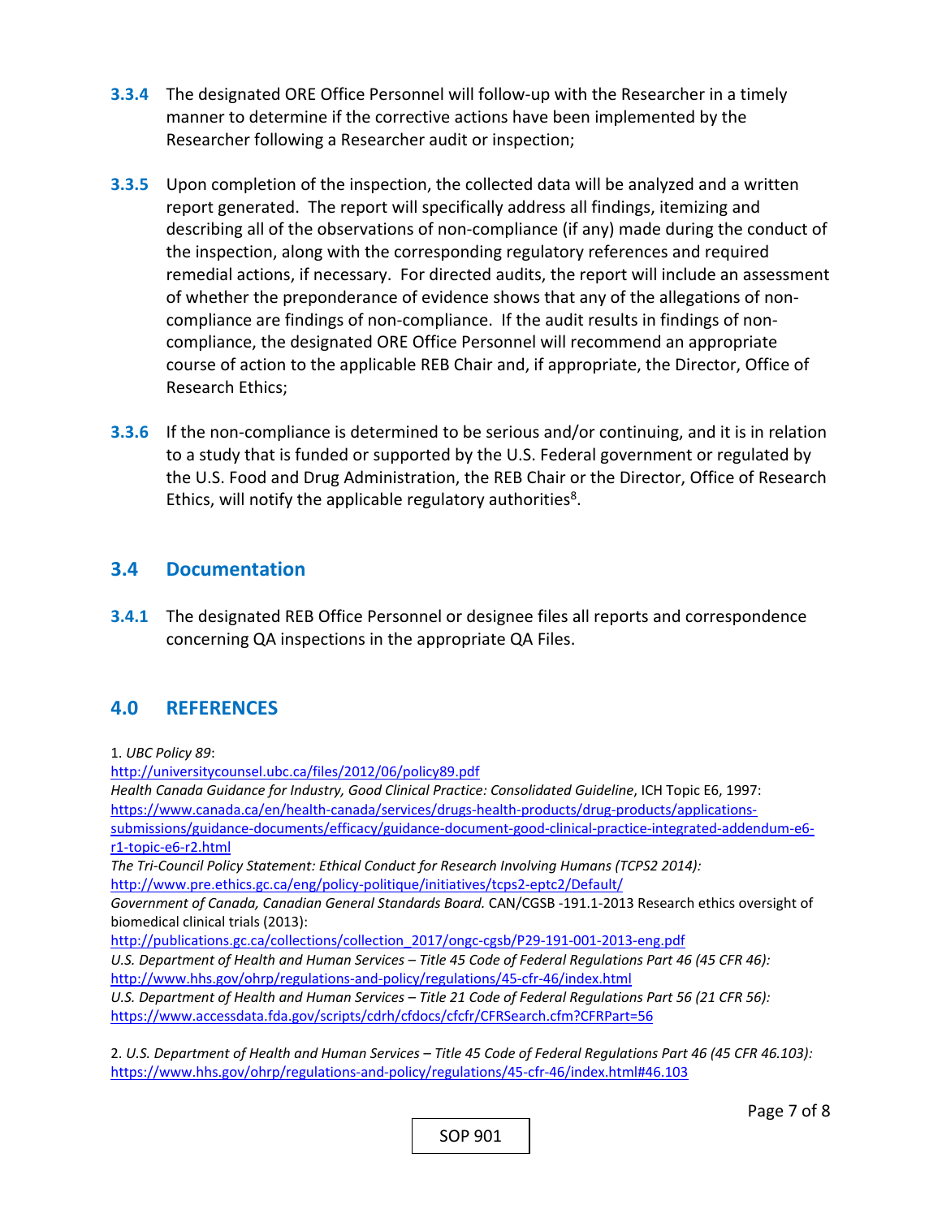**3.3.4** The designated ORE Office Personnel will follow-up with the Researcher in a timely manner to determine if the corrective actions have been implemented by the Researcher following a Researcher audit or inspection;

**3.3.5** Upon completion of the inspection, the collected data will be analyzed and a written report generated. The report will specifically address all findings, itemizing and describing all of the observations of non-compliance (if any) made during the conduct of the inspection, along with the corresponding regulatory references and required remedial actions, if necessary. For directed audits, the report will include an assessment of whether the preponderance of evidence shows that any of the allegations of non-compliance are findings of non-compliance. If the audit results in findings of non-compliance, the designated ORE Office Personnel will recommend an appropriate course of action to the applicable REB Chair and, if appropriate, the Director, Office of Research Ethics;

**3.3.6** If the non-compliance is determined to be serious and/or continuing, and it is in relation to a study that is funded or supported by the U.S. Federal government or regulated by the U.S. Food and Drug Administration, the REB Chair or the Director, Office of Research Ethics, will notify the applicable regulatory authorities[8].

## 3.4 Documentation

**3.4.1** The designated REB Office Personnel or designee files all reports and correspondence concerning QA inspections in the appropriate QA Files.

## 4.0 REFERENCES

1. *UBC Policy 89*:
http://universitycounsel.ubc.ca/files/2012/06/policy89.pdf
*Health Canada Guidance for Industry, Good Clinical Practice: Consolidated Guideline*, ICH Topic E6, 1997:
https://www.canada.ca/en/health-canada/services/drugs-health-products/drug-products/applications-submissions/guidance-documents/efficacy/guidance-document-good-clinical-practice-integrated-addendum-e6-r1-topic-e6-r2.html
*The Tri-Council Policy Statement: Ethical Conduct for Research Involving Humans (TCPS2 2014):*
http://www.pre.ethics.gc.ca/eng/policy-politique/initiatives/tcps2-eptc2/Default/
*Government of Canada, Canadian General Standards Board.* CAN/CGSB -191.1-2013 Research ethics oversight of biomedical clinical trials (2013):
http://publications.gc.ca/collections/collection_2017/ongc-cgsb/P29-191-001-2013-eng.pdf
*U.S. Department of Health and Human Services – Title 45 Code of Federal Regulations Part 46 (45 CFR 46):*
http://www.hhs.gov/ohrp/regulations-and-policy/regulations/45-cfr-46/index.html
*U.S. Department of Health and Human Services – Title 21 Code of Federal Regulations Part 56 (21 CFR 56):*
https://www.accessdata.fda.gov/scripts/cdrh/cfdocs/cfcfr/CFRSearch.cfm?CFRPart=56

2. *U.S. Department of Health and Human Services – Title 45 Code of Federal Regulations Part 46 (45 CFR 46.103):*
https://www.hhs.gov/ohrp/regulations-and-policy/regulations/45-cfr-46/index.html#46.103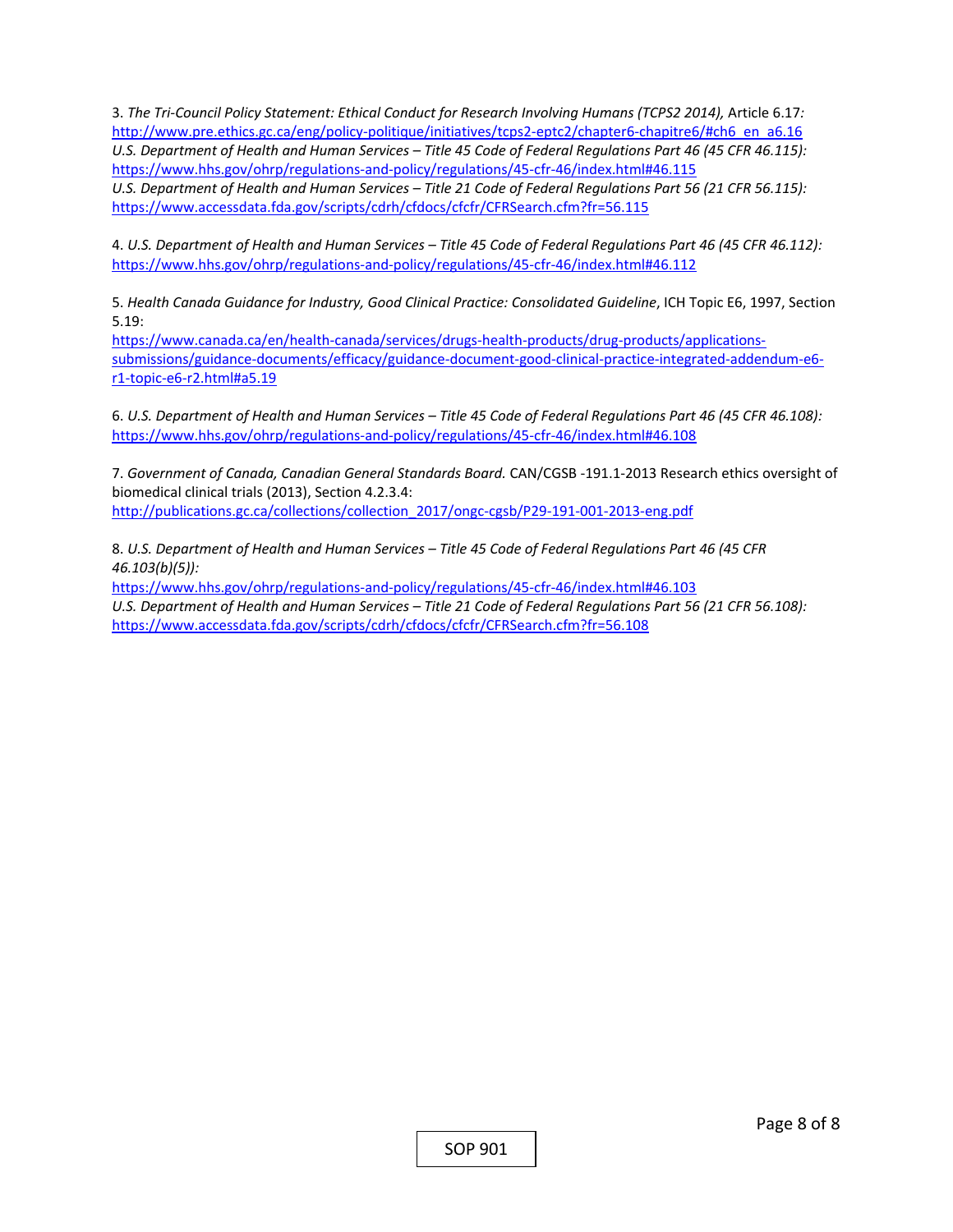3. *The Tri-Council Policy Statement: Ethical Conduct for Research Involving Humans (TCPS2 2014),* Article 6.17*:*
http://www.pre.ethics.gc.ca/eng/policy-politique/initiatives/tcps2-eptc2/chapter6-chapitre6/#ch6_en_a6.16
*U.S. Department of Health and Human Services – Title 45 Code of Federal Regulations Part 46 (45 CFR 46.115):*
https://www.hhs.gov/ohrp/regulations-and-policy/regulations/45-cfr-46/index.html#46.115
*U.S. Department of Health and Human Services – Title 21 Code of Federal Regulations Part 56 (21 CFR 56.115):*
https://www.accessdata.fda.gov/scripts/cdrh/cfdocs/cfcfr/CFRSearch.cfm?fr=56.115

4. *U.S. Department of Health and Human Services – Title 45 Code of Federal Regulations Part 46 (45 CFR 46.112):*
https://www.hhs.gov/ohrp/regulations-and-policy/regulations/45-cfr-46/index.html#46.112

5. *Health Canada Guidance for Industry, Good Clinical Practice: Consolidated Guideline*, ICH Topic E6, 1997, Section 5.19:
https://www.canada.ca/en/health-canada/services/drugs-health-products/drug-products/applications-submissions/guidance-documents/efficacy/guidance-document-good-clinical-practice-integrated-addendum-e6-r1-topic-e6-r2.html#a5.19

6. *U.S. Department of Health and Human Services – Title 45 Code of Federal Regulations Part 46 (45 CFR 46.108):*
https://www.hhs.gov/ohrp/regulations-and-policy/regulations/45-cfr-46/index.html#46.108

7. *Government of Canada, Canadian General Standards Board.* CAN/CGSB -191.1-2013 Research ethics oversight of biomedical clinical trials (2013), Section 4.2.3.4:
http://publications.gc.ca/collections/collection_2017/ongc-cgsb/P29-191-001-2013-eng.pdf

8. *U.S. Department of Health and Human Services – Title 45 Code of Federal Regulations Part 46 (45 CFR 46.103(b)(5)):*
https://www.hhs.gov/ohrp/regulations-and-policy/regulations/45-cfr-46/index.html#46.103
*U.S. Department of Health and Human Services – Title 21 Code of Federal Regulations Part 56 (21 CFR 56.108):*
https://www.accessdata.fda.gov/scripts/cdrh/cfdocs/cfcfr/CFRSearch.cfm?fr=56.108